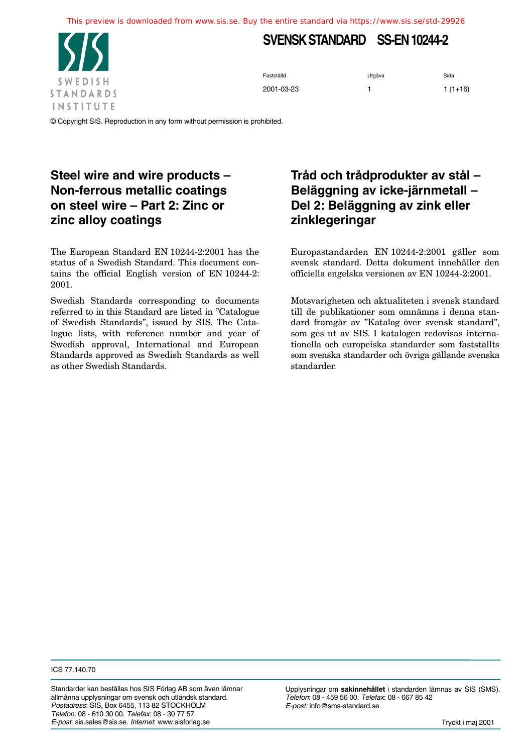# SVENSK STANDARD SS-EN 10244-2

| Fastställd | Utgåva | Sida |
| --- | --- | --- |
| 2001-03-23 | 1 | 1 (1+16) |

© Copyright SIS. Reproduction in any form without permission is prohibited.

## Steel wire and wire products – Non-ferrous metallic coatings on steel wire – Part 2: Zinc or zinc alloy coatings

The European Standard EN 10244-2:2001 has the status of a Swedish Standard. This document contains the official English version of EN 10244-2: 2001.

Swedish Standards corresponding to documents referred to in this Standard are listed in "Catalogue of Swedish Standards", issued by SIS. The Catalogue lists, with reference number and year of Swedish approval, International and European Standards approved as Swedish Standards as well as other Swedish Standards.

## Tråd och trådprodukter av stål – Beläggning av icke-järnmetall – Del 2: Beläggning av zink eller zinklegeringar

Europastandarden EN 10244-2:2001 gäller som svensk standard. Detta dokument innehåller den officiella engelska versionen av EN 10244-2:2001.

Motsvarigheten och aktualiteten i svensk standard till de publikationer som omnämns i denna standard framgår av "Katalog över svensk standard", som ges ut av SIS. I katalogen redovisas internationella och europeiska standarder som fastställts som svenska standarder och övriga gällande svenska standarder.

ICS 77.140.70

Standarder kan beställas hos SIS Förlag AB som även lämnar allmänna upplysningar om svensk och utländsk standard.
*Postadress*: SIS, Box 6455, 113 82 STOCKHOLM
*Telefon*: 08 - 610 30 00. *Telefax*: 08 - 30 77 57
*E-post*: sis.sales@sis.se. *Internet*: www.sisforlag.se

Upplysningar om **sakinnehållet** i standarden lämnas av SIS (SMS).
*Telefon*: 08 - 459 56 00. *Telefax*: 08 - 667 85 42
*E-post:* info@sms-standard.se

Tryckt i maj 2001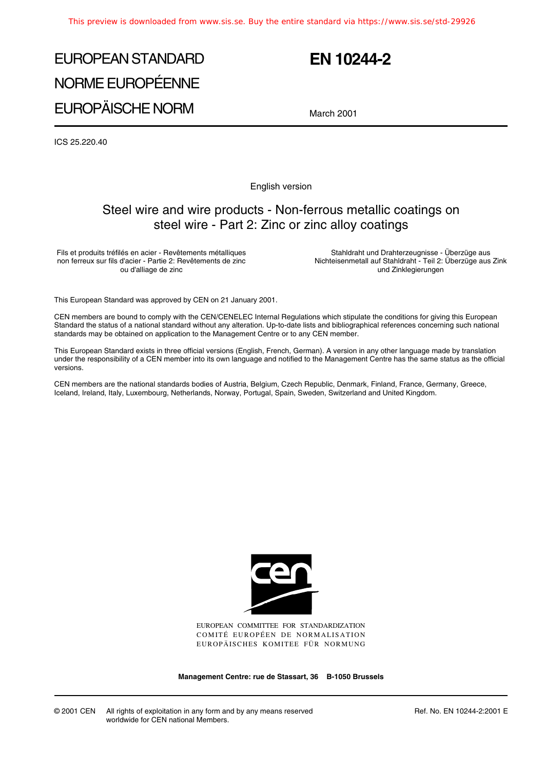# EUROPEAN STANDARD
# NORME EUROPÉENNE
# EUROPÄISCHE NORM

# EN 10244-2

March 2001

ICS 25.220.40

English version

## Steel wire and wire products - Non-ferrous metallic coatings on steel wire - Part 2: Zinc or zinc alloy coatings

Fils et produits tréfilés en acier - Revêtements métalliques non ferreux sur fils d'acier - Partie 2: Revêtements de zinc ou d'alliage de zinc

Stahldraht und Drahterzeugnisse - Überzüge aus Nichteisenmetall auf Stahldraht - Teil 2: Überzüge aus Zink und Zinklegierungen

This European Standard was approved by CEN on 21 January 2001.

CEN members are bound to comply with the CEN/CENELEC Internal Regulations which stipulate the conditions for giving this European Standard the status of a national standard without any alteration. Up-to-date lists and bibliographical references concerning such national standards may be obtained on application to the Management Centre or to any CEN member.

This European Standard exists in three official versions (English, French, German). A version in any other language made by translation under the responsibility of a CEN member into its own language and notified to the Management Centre has the same status as the official versions.

CEN members are the national standards bodies of Austria, Belgium, Czech Republic, Denmark, Finland, France, Germany, Greece, Iceland, Ireland, Italy, Luxembourg, Netherlands, Norway, Portugal, Spain, Sweden, Switzerland and United Kingdom.

EUROPEAN COMMITTEE FOR STANDARDIZATION
COMITÉ EUROPÉEN DE NORMALISATION
EUROPÄISCHES KOMITEE FÜR NORMUNG

**Management Centre: rue de Stassart, 36 B-1050 Brussels**

© 2001 CEN All rights of exploitation in any form and by any means reserved worldwide for CEN national Members.

Ref. No. EN 10244-2:2001 E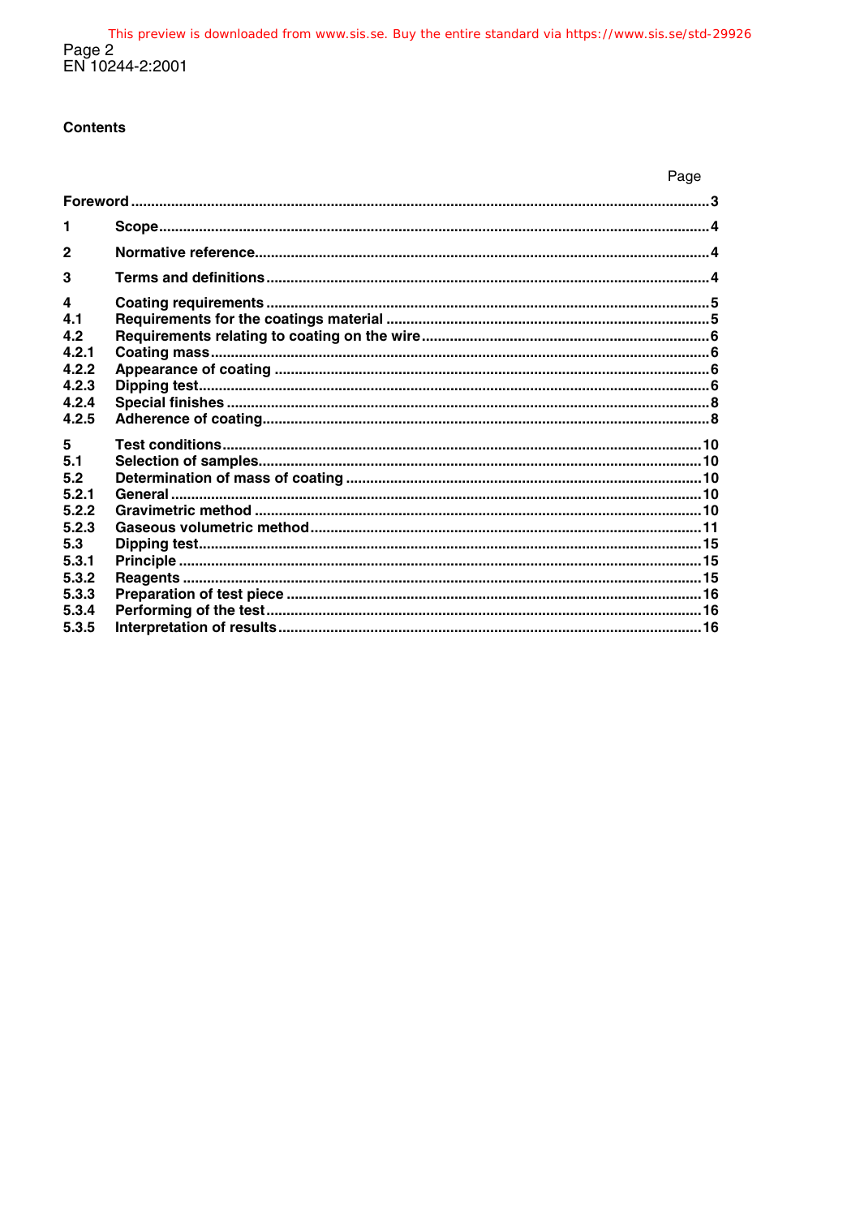## Contents

| | | Page |
|---|---|---|
| **Foreword** | | **3** |
| **1** | **Scope** | **4** |
| **2** | **Normative reference** | **4** |
| **3** | **Terms and definitions** | **4** |
| **4** | **Coating requirements** | **5** |
| **4.1** | **Requirements for the coatings material** | **5** |
| **4.2** | **Requirements relating to coating on the wire** | **6** |
| **4.2.1** | **Coating mass** | **6** |
| **4.2.2** | **Appearance of coating** | **6** |
| **4.2.3** | **Dipping test** | **6** |
| **4.2.4** | **Special finishes** | **8** |
| **4.2.5** | **Adherence of coating** | **8** |
| **5** | **Test conditions** | **10** |
| **5.1** | **Selection of samples** | **10** |
| **5.2** | **Determination of mass of coating** | **10** |
| **5.2.1** | **General** | **10** |
| **5.2.2** | **Gravimetric method** | **10** |
| **5.2.3** | **Gaseous volumetric method** | **11** |
| **5.3** | **Dipping test** | **15** |
| **5.3.1** | **Principle** | **15** |
| **5.3.2** | **Reagents** | **15** |
| **5.3.3** | **Preparation of test piece** | **16** |
| **5.3.4** | **Performing of the test** | **16** |
| **5.3.5** | **Interpretation of results** | **16** |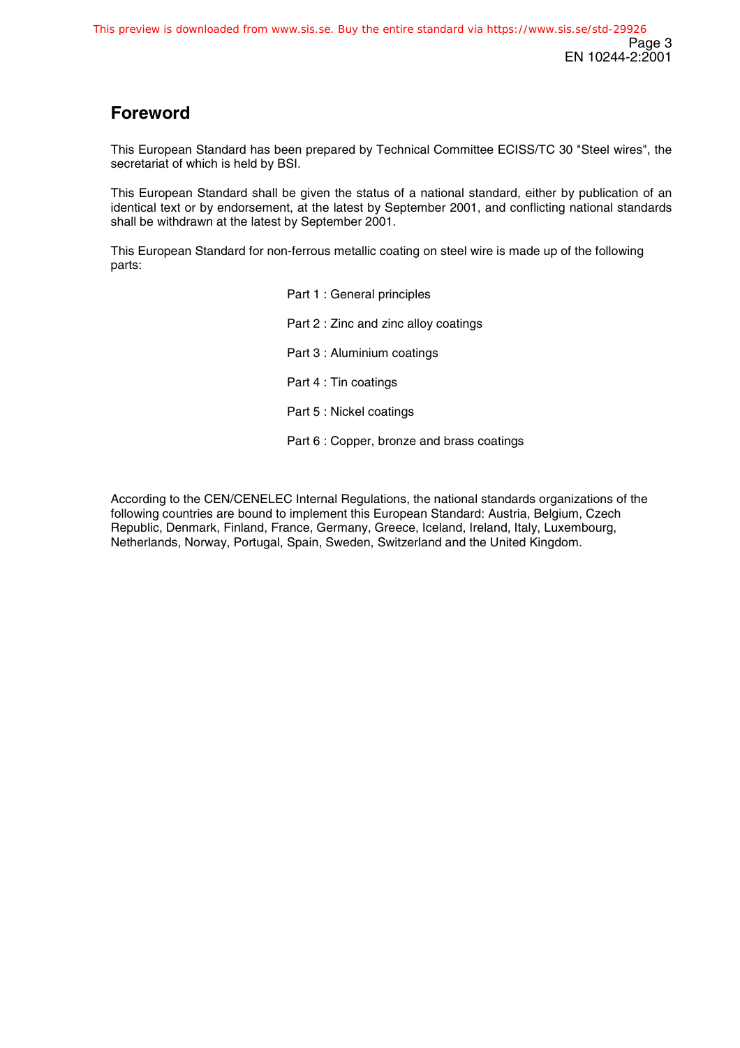## Foreword

This European Standard has been prepared by Technical Committee ECISS/TC 30 "Steel wires", the secretariat of which is held by BSI.

This European Standard shall be given the status of a national standard, either by publication of an identical text or by endorsement, at the latest by September 2001, and conflicting national standards shall be withdrawn at the latest by September 2001.

This European Standard for non-ferrous metallic coating on steel wire is made up of the following parts:

Part 1 : General principles

Part 2 : Zinc and zinc alloy coatings

Part 3 : Aluminium coatings

Part 4 : Tin coatings

Part 5 : Nickel coatings

Part 6 : Copper, bronze and brass coatings

According to the CEN/CENELEC Internal Regulations, the national standards organizations of the following countries are bound to implement this European Standard: Austria, Belgium, Czech Republic, Denmark, Finland, France, Germany, Greece, Iceland, Ireland, Italy, Luxembourg, Netherlands, Norway, Portugal, Spain, Sweden, Switzerland and the United Kingdom.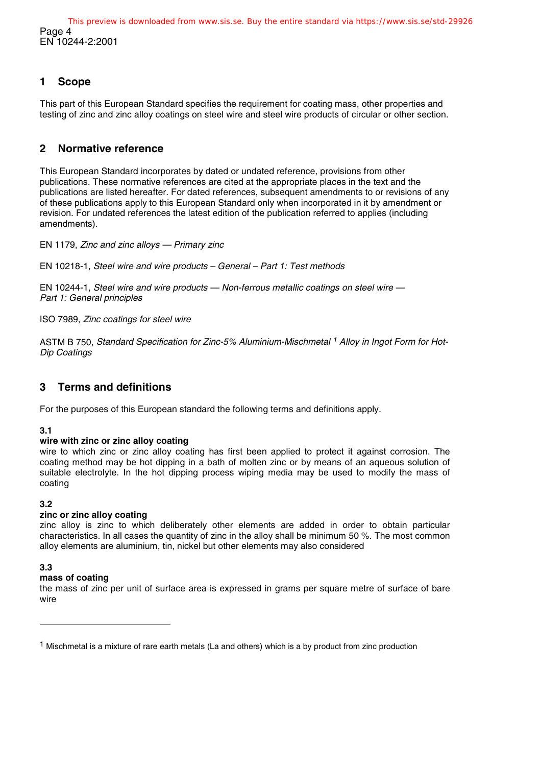## 1 Scope

This part of this European Standard specifies the requirement for coating mass, other properties and testing of zinc and zinc alloy coatings on steel wire and steel wire products of circular or other section.

## 2 Normative reference

This European Standard incorporates by dated or undated reference, provisions from other publications. These normative references are cited at the appropriate places in the text and the publications are listed hereafter. For dated references, subsequent amendments to or revisions of any of these publications apply to this European Standard only when incorporated in it by amendment or revision. For undated references the latest edition of the publication referred to applies (including amendments).

EN 1179, *Zinc and zinc alloys — Primary zinc*

EN 10218-1, *Steel wire and wire products – General – Part 1: Test methods*

EN 10244-1, *Steel wire and wire products — Non-ferrous metallic coatings on steel wire — Part 1: General principles*

ISO 7989, *Zinc coatings for steel wire*

ASTM B 750, *Standard Specification for Zinc-5% Aluminium-Mischmetal [1] Alloy in Ingot Form for Hot-Dip Coatings*

## 3 Terms and definitions

For the purposes of this European standard the following terms and definitions apply.

**3.1**
**wire with zinc or zinc alloy coating**
wire to which zinc or zinc alloy coating has first been applied to protect it against corrosion. The coating method may be hot dipping in a bath of molten zinc or by means of an aqueous solution of suitable electrolyte. In the hot dipping process wiping media may be used to modify the mass of coating

**3.2**
**zinc or zinc alloy coating**
zinc alloy is zinc to which deliberately other elements are added in order to obtain particular characteristics. In all cases the quantity of zinc in the alloy shall be minimum 50 %. The most common alloy elements are aluminium, tin, nickel but other elements may also considered

**3.3**
**mass of coating**
the mass of zinc per unit of surface area is expressed in grams per square metre of surface of bare wire

---

[1] Mischmetal is a mixture of rare earth metals (La and others) which is a by product from zinc production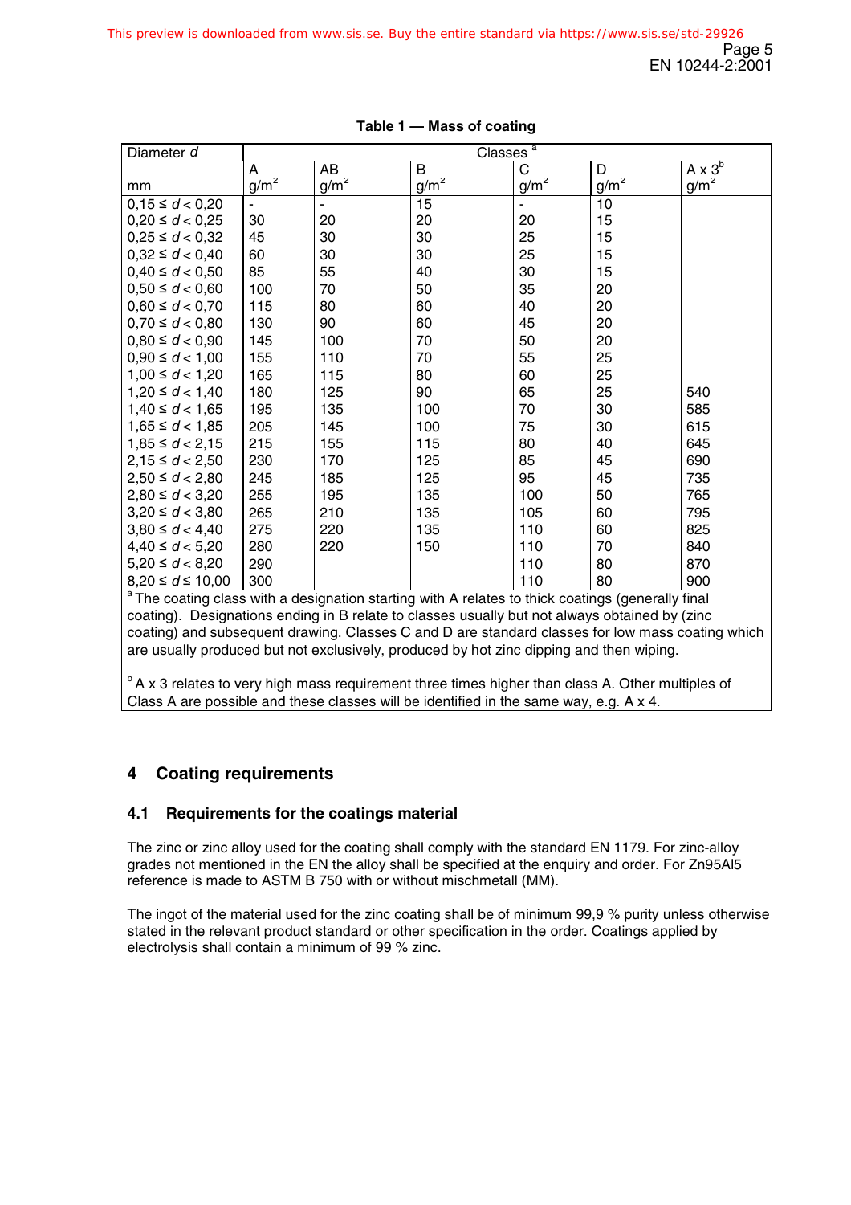**Table 1 — Mass of coating**

| Diameter $d$ | Classes [a] | | | | | |
|---|---|---|---|---|---|---|
| mm | A g/m² | AB g/m² | B g/m² | C g/m² | D g/m² | A x 3[b] g/m² |
| $0{,}15 \le d < 0{,}20$ | - | - | 15 | - | 10 | |
| $0{,}20 \le d < 0{,}25$ | 30 | 20 | 20 | 20 | 15 | |
| $0{,}25 \le d < 0{,}32$ | 45 | 30 | 30 | 25 | 15 | |
| $0{,}32 \le d < 0{,}40$ | 60 | 30 | 30 | 25 | 15 | |
| $0{,}40 \le d < 0{,}50$ | 85 | 55 | 40 | 30 | 15 | |
| $0{,}50 \le d < 0{,}60$ | 100 | 70 | 50 | 35 | 20 | |
| $0{,}60 \le d < 0{,}70$ | 115 | 80 | 60 | 40 | 20 | |
| $0{,}70 \le d < 0{,}80$ | 130 | 90 | 60 | 45 | 20 | |
| $0{,}80 \le d < 0{,}90$ | 145 | 100 | 70 | 50 | 20 | |
| $0{,}90 \le d < 1{,}00$ | 155 | 110 | 70 | 55 | 25 | |
| $1{,}00 \le d < 1{,}20$ | 165 | 115 | 80 | 60 | 25 | |
| $1{,}20 \le d < 1{,}40$ | 180 | 125 | 90 | 65 | 25 | 540 |
| $1{,}40 \le d < 1{,}65$ | 195 | 135 | 100 | 70 | 30 | 585 |
| $1{,}65 \le d < 1{,}85$ | 205 | 145 | 100 | 75 | 30 | 615 |
| $1{,}85 \le d < 2{,}15$ | 215 | 155 | 115 | 80 | 40 | 645 |
| $2{,}15 \le d < 2{,}50$ | 230 | 170 | 125 | 85 | 45 | 690 |
| $2{,}50 \le d < 2{,}80$ | 245 | 185 | 125 | 95 | 45 | 735 |
| $2{,}80 \le d < 3{,}20$ | 255 | 195 | 135 | 100 | 50 | 765 |
| $3{,}20 \le d < 3{,}80$ | 265 | 210 | 135 | 105 | 60 | 795 |
| $3{,}80 \le d < 4{,}40$ | 275 | 220 | 135 | 110 | 60 | 825 |
| $4{,}40 \le d < 5{,}20$ | 280 | 220 | 150 | 110 | 70 | 840 |
| $5{,}20 \le d < 8{,}20$ | 290 | | | 110 | 80 | 870 |
| $8{,}20 \le d \le 10{,}00$ | 300 | | | 110 | 80 | 900 |

[a] The coating class with a designation starting with A relates to thick coatings (generally final coating). Designations ending in B relate to classes usually but not always obtained by (zinc coating) and subsequent drawing. Classes C and D are standard classes for low mass coating which are usually produced but not exclusively, produced by hot zinc dipping and then wiping.

[b] A x 3 relates to very high mass requirement three times higher than class A. Other multiples of Class A are possible and these classes will be identified in the same way, e.g. A x 4.

## 4 Coating requirements

### 4.1 Requirements for the coatings material

The zinc or zinc alloy used for the coating shall comply with the standard EN 1179. For zinc-alloy grades not mentioned in the EN the alloy shall be specified at the enquiry and order. For Zn95Al5 reference is made to ASTM B 750 with or without mischmetall (MM).

The ingot of the material used for the zinc coating shall be of minimum 99,9 % purity unless otherwise stated in the relevant product standard or other specification in the order. Coatings applied by electrolysis shall contain a minimum of 99 % zinc.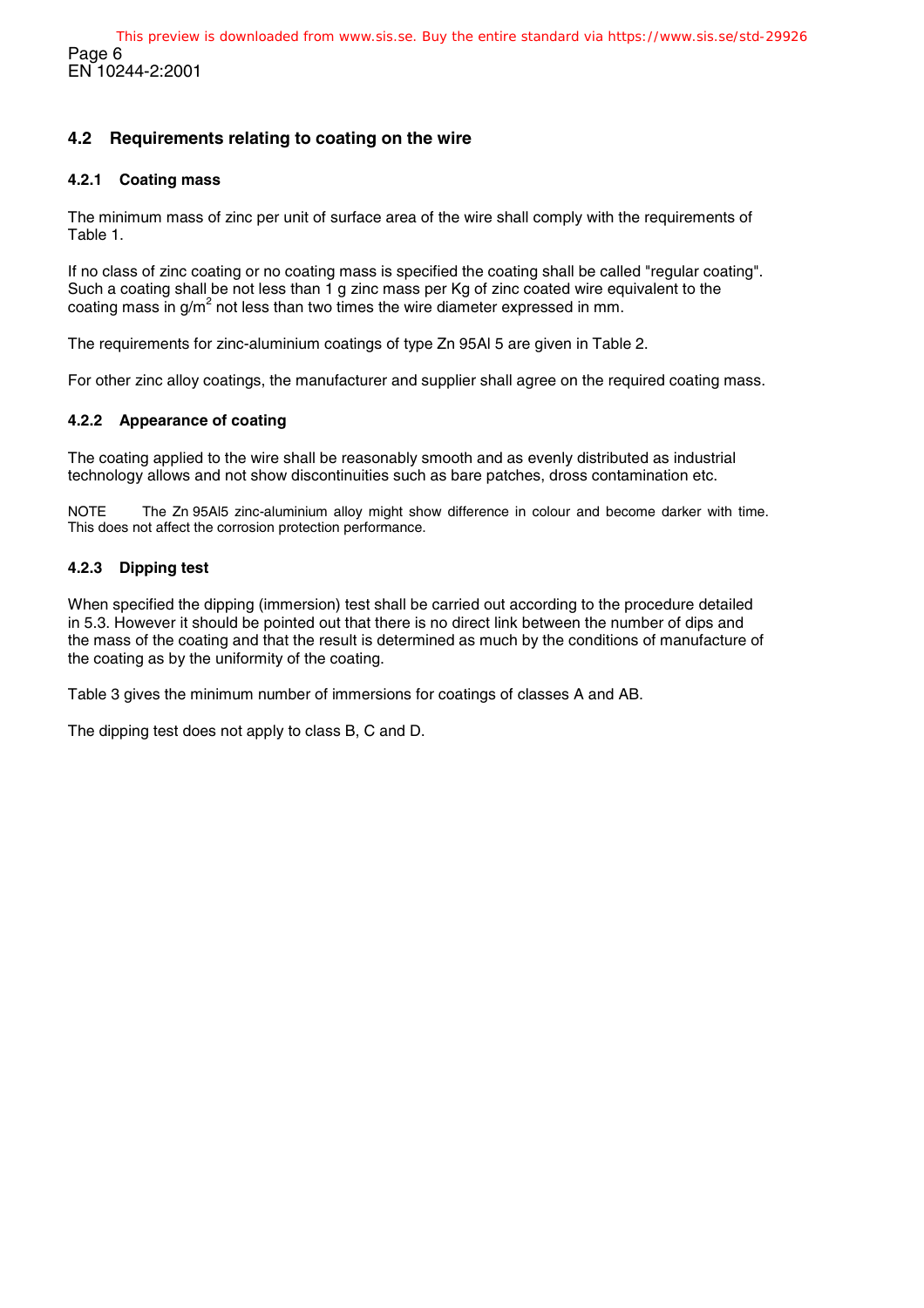## 4.2 Requirements relating to coating on the wire

### 4.2.1 Coating mass

The minimum mass of zinc per unit of surface area of the wire shall comply with the requirements of Table 1.

If no class of zinc coating or no coating mass is specified the coating shall be called "regular coating". Such a coating shall be not less than 1 g zinc mass per Kg of zinc coated wire equivalent to the coating mass in $g/m^2$ not less than two times the wire diameter expressed in mm.

The requirements for zinc-aluminium coatings of type Zn 95Al 5 are given in Table 2.

For other zinc alloy coatings, the manufacturer and supplier shall agree on the required coating mass.

### 4.2.2 Appearance of coating

The coating applied to the wire shall be reasonably smooth and as evenly distributed as industrial technology allows and not show discontinuities such as bare patches, dross contamination etc.

NOTE The Zn 95Al5 zinc-aluminium alloy might show difference in colour and become darker with time. This does not affect the corrosion protection performance.

### 4.2.3 Dipping test

When specified the dipping (immersion) test shall be carried out according to the procedure detailed in 5.3. However it should be pointed out that there is no direct link between the number of dips and the mass of the coating and that the result is determined as much by the conditions of manufacture of the coating as by the uniformity of the coating.

Table 3 gives the minimum number of immersions for coatings of classes A and AB.

The dipping test does not apply to class B, C and D.